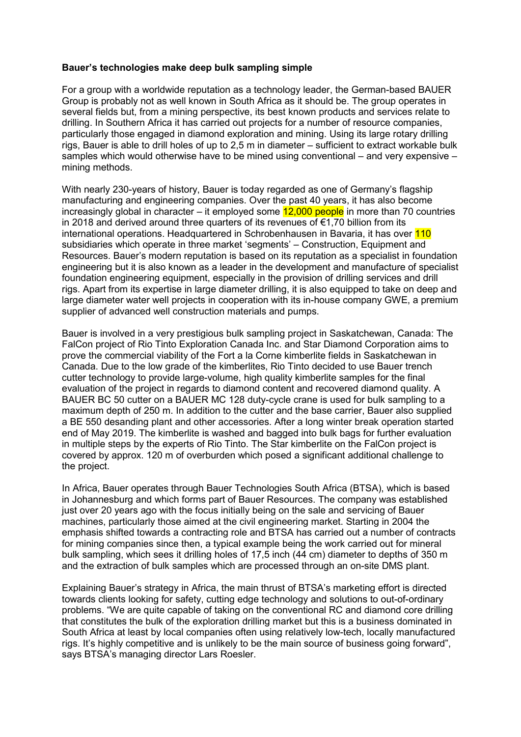**Bauer's technologies make deep bulk sampling simple**

For a group with a worldwide reputation as a technology leader, the German-based BAUER Group is probably not as well known in South Africa as it should be. The group operates in several fields but, from a mining perspective, its best known products and services relate to drilling. In Southern Africa it has carried out projects for a number of resource companies, particularly those engaged in diamond exploration and mining. Using its large rotary drilling rigs, Bauer is able to drill holes of up to 2,5 m in diameter – sufficient to extract workable bulk samples which would otherwise have to be mined using conventional – and very expensive – mining methods.

With nearly 230-years of history, Bauer is today regarded as one of Germany's flagship manufacturing and engineering companies. Over the past 40 years, it has also become increasingly global in character – it employed some 12,000 people in more than 70 countries in 2018 and derived around three quarters of its revenues of €1,70 billion from its international operations. Headquartered in Schrobenhausen in Bavaria, it has over 110 subsidiaries which operate in three market 'segments' – Construction, Equipment and Resources. Bauer's modern reputation is based on its reputation as a specialist in foundation engineering but it is also known as a leader in the development and manufacture of specialist foundation engineering equipment, especially in the provision of drilling services and drill rigs. Apart from its expertise in large diameter drilling, it is also equipped to take on deep and large diameter water well projects in cooperation with its in-house company GWE, a premium supplier of advanced well construction materials and pumps.

Bauer is involved in a very prestigious bulk sampling project in Saskatchewan, Canada: The FalCon project of Rio Tinto Exploration Canada Inc. and Star Diamond Corporation aims to prove the commercial viability of the Fort a la Corne kimberlite fields in Saskatchewan in Canada. Due to the low grade of the kimberlites, Rio Tinto decided to use Bauer trench cutter technology to provide large-volume, high quality kimberlite samples for the final evaluation of the project in regards to diamond content and recovered diamond quality. A BAUER BC 50 cutter on a BAUER MC 128 duty-cycle crane is used for bulk sampling to a maximum depth of 250 m. In addition to the cutter and the base carrier, Bauer also supplied a BE 550 desanding plant and other accessories. After a long winter break operation started end of May 2019. The kimberlite is washed and bagged into bulk bags for further evaluation in multiple steps by the experts of Rio Tinto. The Star kimberlite on the FalCon project is covered by approx. 120 m of overburden which posed a significant additional challenge to the project.

In Africa, Bauer operates through Bauer Technologies South Africa (BTSA), which is based in Johannesburg and which forms part of Bauer Resources. The company was established just over 20 years ago with the focus initially being on the sale and servicing of Bauer machines, particularly those aimed at the civil engineering market. Starting in 2004 the emphasis shifted towards a contracting role and BTSA has carried out a number of contracts for mining companies since then, a typical example being the work carried out for mineral bulk sampling, which sees it drilling holes of 17,5 inch (44 cm) diameter to depths of 350 m and the extraction of bulk samples which are processed through an on-site DMS plant.

Explaining Bauer's strategy in Africa, the main thrust of BTSA's marketing effort is directed towards clients looking for safety, cutting edge technology and solutions to out-of-ordinary problems. "We are quite capable of taking on the conventional RC and diamond core drilling that constitutes the bulk of the exploration drilling market but this is a business dominated in South Africa at least by local companies often using relatively low-tech, locally manufactured rigs. It's highly competitive and is unlikely to be the main source of business going forward", says BTSA's managing director Lars Roesler.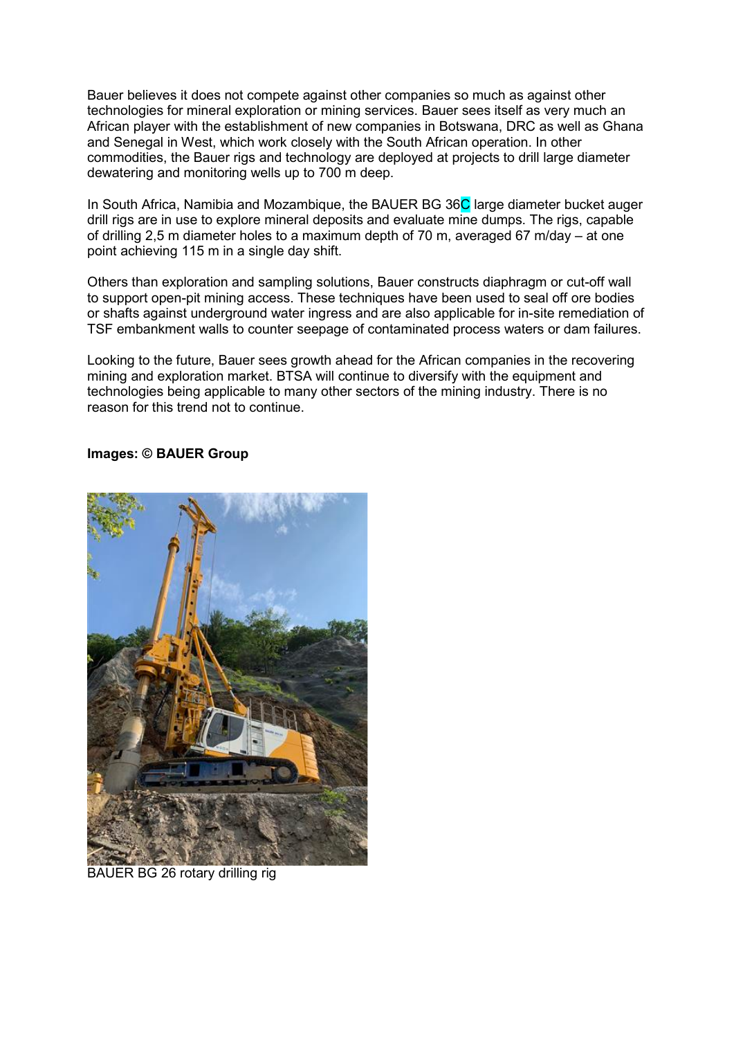Bauer believes it does not compete against other companies so much as against other technologies for mineral exploration or mining services. Bauer sees itself as very much an African player with the establishment of new companies in Botswana, DRC as well as Ghana and Senegal in West, which work closely with the South African operation. In other commodities, the Bauer rigs and technology are deployed at projects to drill large diameter dewatering and monitoring wells up to 700 m deep.

In South Africa, Namibia and Mozambique, the BAUER BG 36C large diameter bucket auger drill rigs are in use to explore mineral deposits and evaluate mine dumps. The rigs, capable of drilling 2,5 m diameter holes to a maximum depth of 70 m, averaged 67 m/day – at one point achieving 115 m in a single day shift.

Others than exploration and sampling solutions, Bauer constructs diaphragm or cut-off wall to support open-pit mining access. These techniques have been used to seal off ore bodies or shafts against underground water ingress and are also applicable for in-site remediation of TSF embankment walls to counter seepage of contaminated process waters or dam failures.

Looking to the future, Bauer sees growth ahead for the African companies in the recovering mining and exploration market. BTSA will continue to diversify with the equipment and technologies being applicable to many other sectors of the mining industry. There is no reason for this trend not to continue.

**Images: © BAUER Group**

BAUER BG 26 rotary drilling rig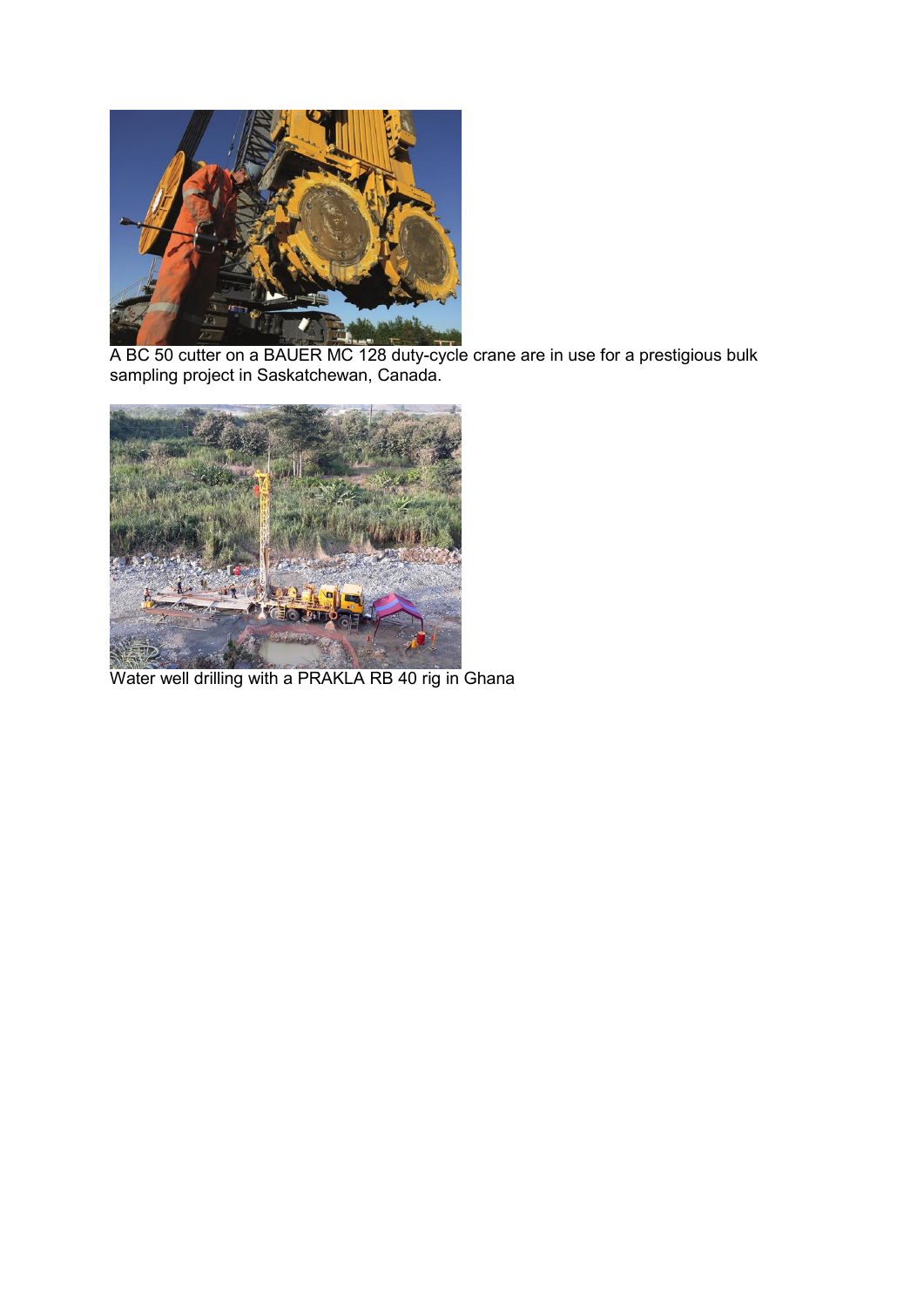A BC 50 cutter on a BAUER MC 128 duty-cycle crane are in use for a prestigious bulk sampling project in Saskatchewan, Canada.

Water well drilling with a PRAKLA RB 40 rig in Ghana